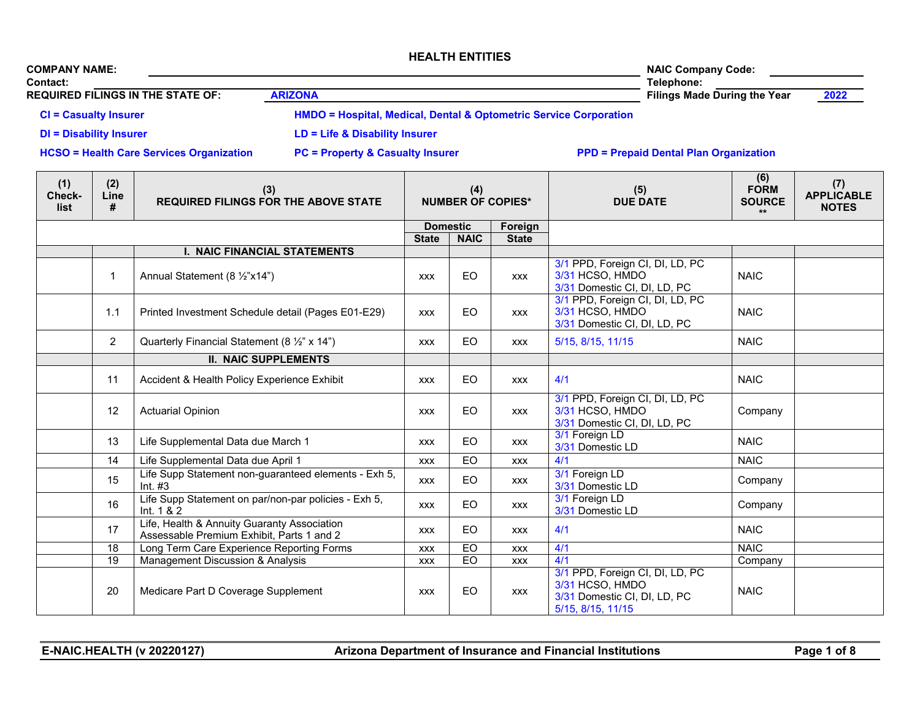# HEALTH ENTITIES

**COMPANY NAME:** ______ **NAIC Company Code:** ______

**Contact:** ______ **Telephone:** ______

**REQUIRED FILINGS IN THE STATE OF:** **ARIZONA** **Filings Made During the Year** **2022**

**CI = Casualty Insurer** **HMDO = Hospital, Medical, Dental & Optometric Service Corporation**

**DI = Disability Insurer** **LD = Life & Disability Insurer**

**HCSO = Health Care Services Organization** **PC = Property & Casualty Insurer** **PPD = Prepaid Dental Plan Organization**

| (1) Check-list | (2) Line # | (3) REQUIRED FILINGS FOR THE ABOVE STATE | (4) NUMBER OF COPIES* | | | (5) DUE DATE | (6) FORM SOURCE ** | (7) APPLICABLE NOTES |
|---|---|---|---|---|---|---|---|---|
| | | | Domestic | | Foreign | | | |
| | | | State | NAIC | State | | | |
| | | **I. NAIC FINANCIAL STATEMENTS** | | | | | | |
| | 1 | Annual Statement (8 ½"x14") | xxx | EO | xxx | 3/1 PPD, Foreign CI, DI, LD, PC<br>3/31 HCSO, HMDO<br>3/31 Domestic CI, DI, LD, PC | NAIC | |
| | 1.1 | Printed Investment Schedule detail (Pages E01-E29) | xxx | EO | xxx | 3/1 PPD, Foreign CI, DI, LD, PC<br>3/31 HCSO, HMDO<br>3/31 Domestic CI, DI, LD, PC | NAIC | |
| | 2 | Quarterly Financial Statement (8 ½" x 14") | xxx | EO | xxx | 5/15, 8/15, 11/15 | NAIC | |
| | | **II. NAIC SUPPLEMENTS** | | | | | | |
| | 11 | Accident & Health Policy Experience Exhibit | xxx | EO | xxx | 4/1 | NAIC | |
| | 12 | Actuarial Opinion | xxx | EO | xxx | 3/1 PPD, Foreign CI, DI, LD, PC<br>3/31 HCSO, HMDO<br>3/31 Domestic CI, DI, LD, PC | Company | |
| | 13 | Life Supplemental Data due March 1 | xxx | EO | xxx | 3/1 Foreign LD<br>3/31 Domestic LD | NAIC | |
| | 14 | Life Supplemental Data due April 1 | xxx | EO | xxx | 4/1 | NAIC | |
| | 15 | Life Supp Statement non-guaranteed elements - Exh 5, Int. #3 | xxx | EO | xxx | 3/1 Foreign LD<br>3/31 Domestic LD | Company | |
| | 16 | Life Supp Statement on par/non-par policies - Exh 5, Int. 1 & 2 | xxx | EO | xxx | 3/1 Foreign LD<br>3/31 Domestic LD | Company | |
| | 17 | Life, Health & Annuity Guaranty Association Assessable Premium Exhibit, Parts 1 and 2 | xxx | EO | xxx | 4/1 | NAIC | |
| | 18 | Long Term Care Experience Reporting Forms | xxx | EO | xxx | 4/1 | NAIC | |
| | 19 | Management Discussion & Analysis | xxx | EO | xxx | 4/1 | Company | |
| | 20 | Medicare Part D Coverage Supplement | xxx | EO | xxx | 3/1 PPD, Foreign CI, DI, LD, PC<br>3/31 HCSO, HMDO<br>3/31 Domestic CI, DI, LD, PC<br>5/15, 8/15, 11/15 | NAIC | |

E-NAIC.HEALTH (v 20220127) — Arizona Department of Insurance and Financial Institutions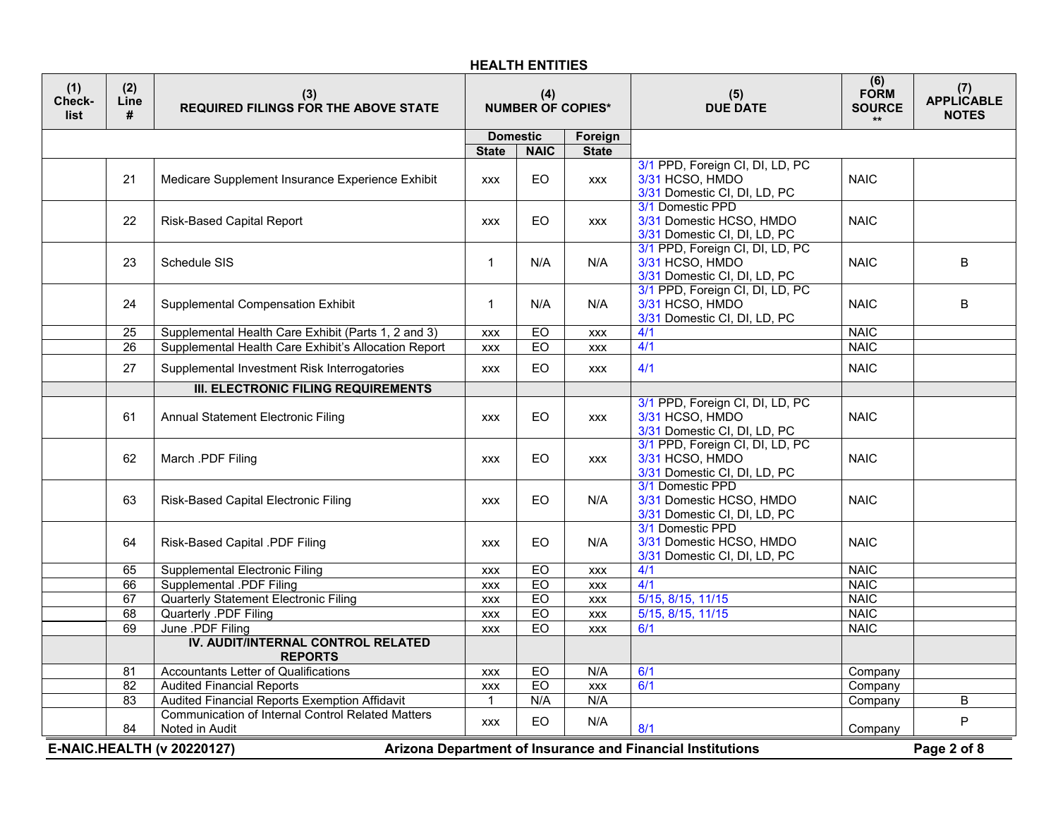## HEALTH ENTITIES

| (1) Check-list | (2) Line # | (3) REQUIRED FILINGS FOR THE ABOVE STATE | (4) NUMBER OF COPIES* | | | (5) DUE DATE | (6) FORM SOURCE ** | (7) APPLICABLE NOTES |
|---|---|---|---|---|---|---|---|---|
| | | | Domestic | | Foreign | | | |
| | | | State | NAIC | State | | | |
| | 21 | Medicare Supplement Insurance Experience Exhibit | xxx | EO | xxx | 3/1 PPD, Foreign CI, DI, LD, PC<br>3/31 HCSO, HMDO<br>3/31 Domestic CI, DI, LD, PC | NAIC | |
| | 22 | Risk-Based Capital Report | xxx | EO | xxx | 3/1 Domestic PPD<br>3/31 Domestic HCSO, HMDO<br>3/31 Domestic CI, DI, LD, PC | NAIC | |
| | 23 | Schedule SIS | 1 | N/A | N/A | 3/1 PPD, Foreign CI, DI, LD, PC<br>3/31 HCSO, HMDO<br>3/31 Domestic CI, DI, LD, PC | NAIC | B |
| | 24 | Supplemental Compensation Exhibit | 1 | N/A | N/A | 3/1 PPD, Foreign CI, DI, LD, PC<br>3/31 HCSO, HMDO<br>3/31 Domestic CI, DI, LD, PC | NAIC | B |
| | 25 | Supplemental Health Care Exhibit (Parts 1, 2 and 3) | xxx | EO | xxx | 4/1 | NAIC | |
| | 26 | Supplemental Health Care Exhibit's Allocation Report | xxx | EO | xxx | 4/1 | NAIC | |
| | 27 | Supplemental Investment Risk Interrogatories | xxx | EO | xxx | 4/1 | NAIC | |
| | | **III. ELECTRONIC FILING REQUIREMENTS** | | | | | | |
| | 61 | Annual Statement Electronic Filing | xxx | EO | xxx | 3/1 PPD, Foreign CI, DI, LD, PC<br>3/31 HCSO, HMDO<br>3/31 Domestic CI, DI, LD, PC | NAIC | |
| | 62 | March .PDF Filing | xxx | EO | xxx | 3/1 PPD, Foreign CI, DI, LD, PC<br>3/31 HCSO, HMDO<br>3/31 Domestic CI, DI, LD, PC | NAIC | |
| | 63 | Risk-Based Capital Electronic Filing | xxx | EO | N/A | 3/1 Domestic PPD<br>3/31 Domestic HCSO, HMDO<br>3/31 Domestic CI, DI, LD, PC | NAIC | |
| | 64 | Risk-Based Capital .PDF Filing | xxx | EO | N/A | 3/1 Domestic PPD<br>3/31 Domestic HCSO, HMDO<br>3/31 Domestic CI, DI, LD, PC | NAIC | |
| | 65 | Supplemental Electronic Filing | xxx | EO | xxx | 4/1 | NAIC | |
| | 66 | Supplemental .PDF Filing | xxx | EO | xxx | 4/1 | NAIC | |
| | 67 | Quarterly Statement Electronic Filing | xxx | EO | xxx | 5/15, 8/15, 11/15 | NAIC | |
| | 68 | Quarterly .PDF Filing | xxx | EO | xxx | 5/15, 8/15, 11/15 | NAIC | |
| | 69 | June .PDF Filing | xxx | EO | xxx | 6/1 | NAIC | |
| | | **IV. AUDIT/INTERNAL CONTROL RELATED REPORTS** | | | | | | |
| | 81 | Accountants Letter of Qualifications | xxx | EO | N/A | 6/1 | Company | |
| | 82 | Audited Financial Reports | xxx | EO | xxx | 6/1 | Company | |
| | 83 | Audited Financial Reports Exemption Affidavit | 1 | N/A | N/A | | Company | B |
| | 84 | Communication of Internal Control Related Matters Noted in Audit | xxx | EO | N/A | 8/1 | Company | P |

E-NAIC.HEALTH (v 20220127) — Arizona Department of Insurance and Financial Institutions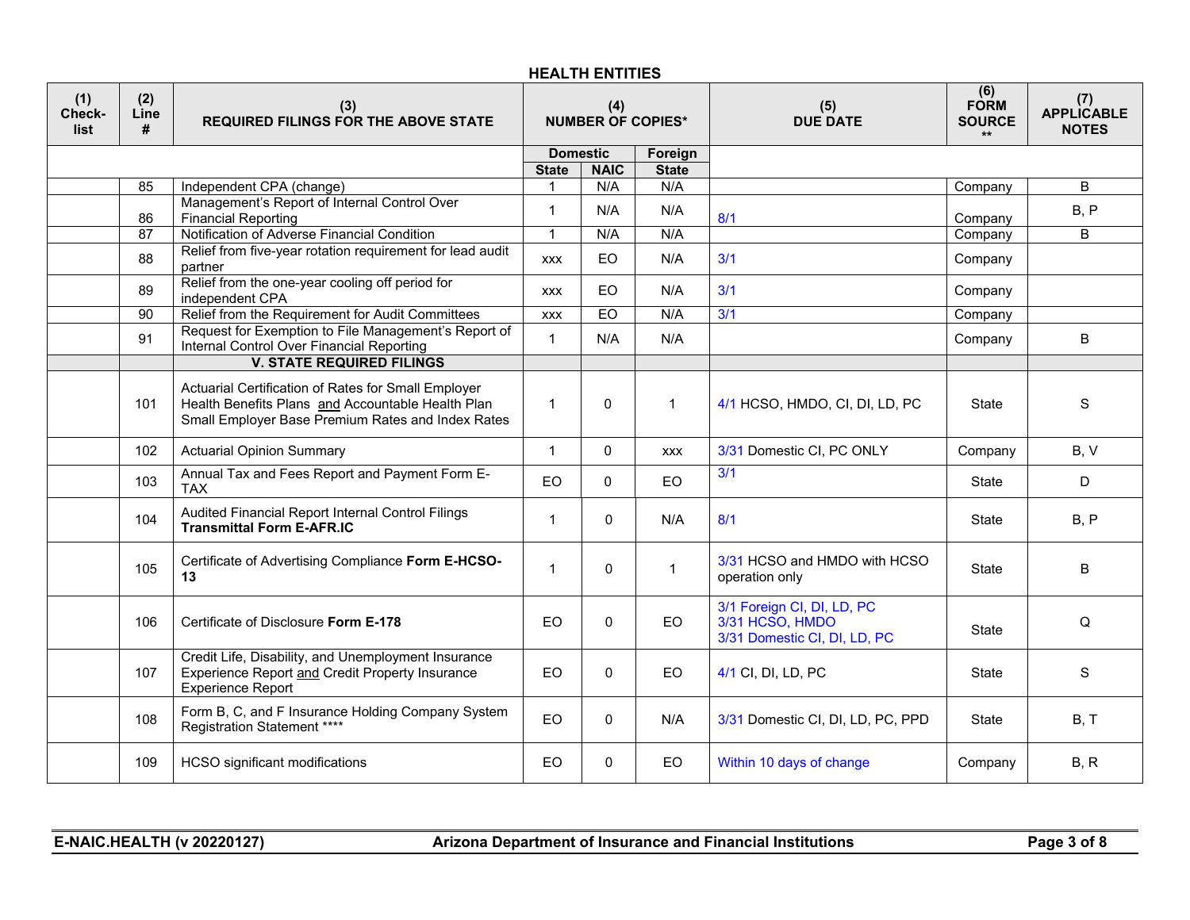**HEALTH ENTITIES**

| (1) Check-list | (2) Line # | (3) REQUIRED FILINGS FOR THE ABOVE STATE | (4) NUMBER OF COPIES* | | | (5) DUE DATE | (6) FORM SOURCE ** | (7) APPLICABLE NOTES |
|---|---|---|---|---|---|---|---|---|
| | | | Domestic | | Foreign | | | |
| | | | State | NAIC | State | | | |
| | 85 | Independent CPA (change) | 1 | N/A | N/A | | Company | B |
| | 86 | Management's Report of Internal Control Over Financial Reporting | 1 | N/A | N/A | 8/1 | Company | B, P |
| | 87 | Notification of Adverse Financial Condition | 1 | N/A | N/A | | Company | B |
| | 88 | Relief from five-year rotation requirement for lead audit partner | xxx | EO | N/A | 3/1 | Company | |
| | 89 | Relief from the one-year cooling off period for independent CPA | xxx | EO | N/A | 3/1 | Company | |
| | 90 | Relief from the Requirement for Audit Committees | xxx | EO | N/A | 3/1 | Company | |
| | 91 | Request for Exemption to File Management's Report of Internal Control Over Financial Reporting | 1 | N/A | N/A | | Company | B |
| | | **V. STATE REQUIRED FILINGS** | | | | | | |
| | 101 | Actuarial Certification of Rates for Small Employer Health Benefits Plans and Accountable Health Plan Small Employer Base Premium Rates and Index Rates | 1 | 0 | 1 | 4/1 HCSO, HMDO, CI, DI, LD, PC | State | S |
| | 102 | Actuarial Opinion Summary | 1 | 0 | xxx | 3/31 Domestic CI, PC ONLY | Company | B, V |
| | 103 | Annual Tax and Fees Report and Payment Form E-TAX | EO | 0 | EO | 3/1 | State | D |
| | 104 | Audited Financial Report Internal Control Filings **Transmittal Form E-AFR.IC** | 1 | 0 | N/A | 8/1 | State | B, P |
| | 105 | Certificate of Advertising Compliance **Form E-HCSO-13** | 1 | 0 | 1 | 3/31 HCSO and HMDO with HCSO operation only | State | B |
| | 106 | Certificate of Disclosure **Form E-178** | EO | 0 | EO | 3/1 Foreign CI, DI, LD, PC<br>3/31 HCSO, HMDO<br>3/31 Domestic CI, DI, LD, PC | State | Q |
| | 107 | Credit Life, Disability, and Unemployment Insurance Experience Report and Credit Property Insurance Experience Report | EO | 0 | EO | 4/1 CI, DI, LD, PC | State | S |
| | 108 | Form B, C, and F Insurance Holding Company System Registration Statement **** | EO | 0 | N/A | 3/31 Domestic CI, DI, LD, PC, PPD | State | B, T |
| | 109 | HCSO significant modifications | EO | 0 | EO | Within 10 days of change | Company | B, R |

E-NAIC.HEALTH (v 20220127) — Arizona Department of Insurance and Financial Institutions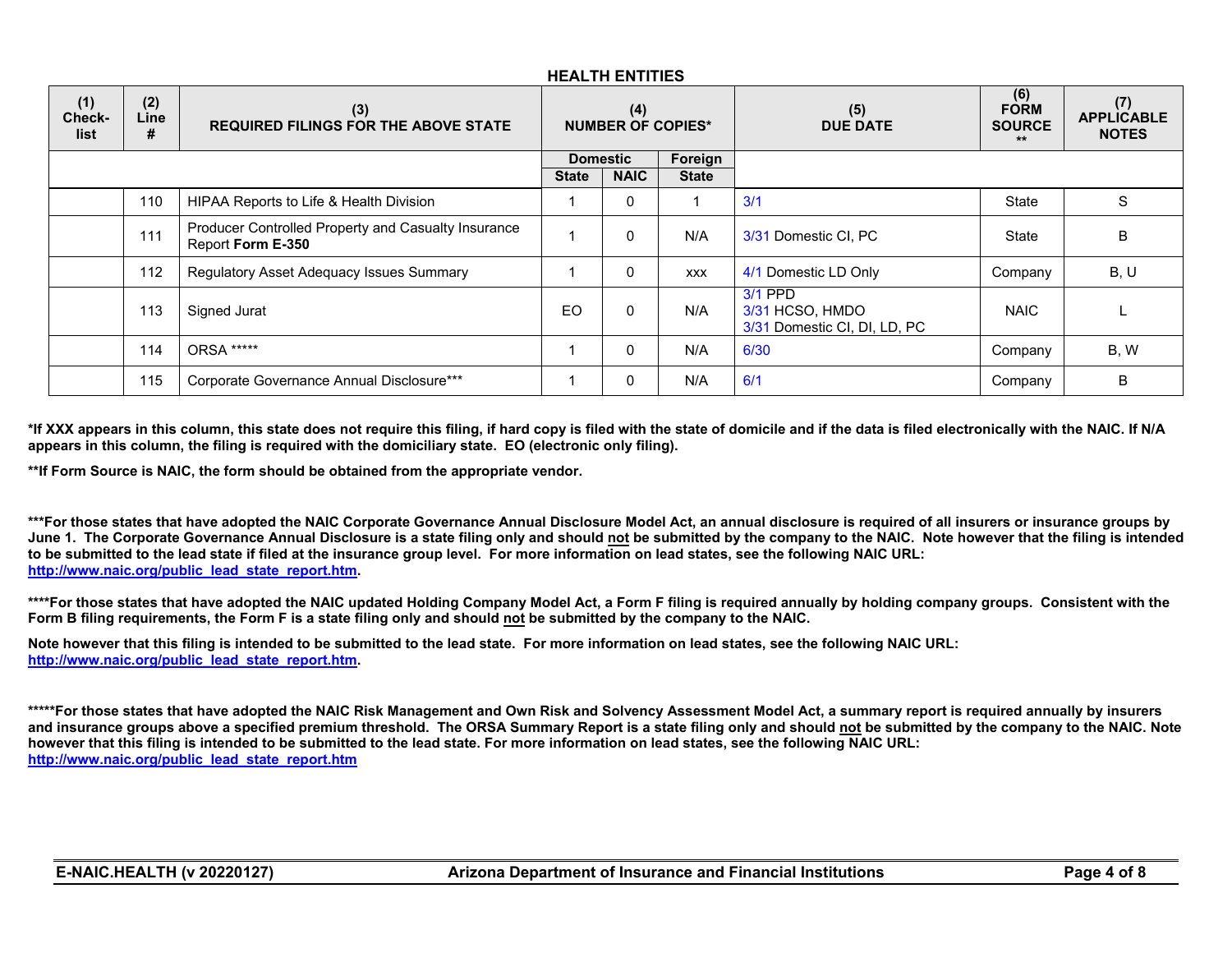## HEALTH ENTITIES

| (1) Check-list | (2) Line # | (3) REQUIRED FILINGS FOR THE ABOVE STATE | (4) NUMBER OF COPIES* | | | (5) DUE DATE | (6) FORM SOURCE ** | (7) APPLICABLE NOTES |
|---|---|---|---|---|---|---|---|---|
| | | | Domestic | | Foreign | | | |
| | | | State | NAIC | State | | | |
| | 110 | HIPAA Reports to Life & Health Division | 1 | 0 | 1 | 3/1 | State | S |
| | 111 | Producer Controlled Property and Casualty Insurance Report **Form E-350** | 1 | 0 | N/A | 3/31 Domestic CI, PC | State | B |
| | 112 | Regulatory Asset Adequacy Issues Summary | 1 | 0 | xxx | 4/1 Domestic LD Only | Company | B, U |
| | 113 | Signed Jurat | EO | 0 | N/A | 3/1 PPD<br>3/31 HCSO, HMDO<br>3/31 Domestic CI, DI, LD, PC | NAIC | L |
| | 114 | ORSA ***** | 1 | 0 | N/A | 6/30 | Company | B, W |
| | 115 | Corporate Governance Annual Disclosure*** | 1 | 0 | N/A | 6/1 | Company | B |

**\*If XXX appears in this column, this state does not require this filing, if hard copy is filed with the state of domicile and if the data is filed electronically with the NAIC. If N/A appears in this column, the filing is required with the domiciliary state. EO (electronic only filing).**

**\*\*If Form Source is NAIC, the form should be obtained from the appropriate vendor.**

**\*\*\*For those states that have adopted the NAIC Corporate Governance Annual Disclosure Model Act, an annual disclosure is required of all insurers or insurance groups by June 1. The Corporate Governance Annual Disclosure is a state filing only and should <u>not</u> be submitted by the company to the NAIC. Note however that the filing is intended to be submitted to the lead state if filed at the insurance group level. For more information on lead states, see the following NAIC URL: http://www.naic.org/public_lead_state_report.htm.**

**\*\*\*\*For those states that have adopted the NAIC updated Holding Company Model Act, a Form F filing is required annually by holding company groups. Consistent with the Form B filing requirements, the Form F is a state filing only and should <u>not</u> be submitted by the company to the NAIC.**

**Note however that this filing is intended to be submitted to the lead state. For more information on lead states, see the following NAIC URL: http://www.naic.org/public_lead_state_report.htm.**

**\*\*\*\*\*For those states that have adopted the NAIC Risk Management and Own Risk and Solvency Assessment Model Act, a summary report is required annually by insurers and insurance groups above a specified premium threshold. The ORSA Summary Report is a state filing only and should <u>not</u> be submitted by the company to the NAIC. Note however that this filing is intended to be submitted to the lead state. For more information on lead states, see the following NAIC URL: http://www.naic.org/public_lead_state_report.htm**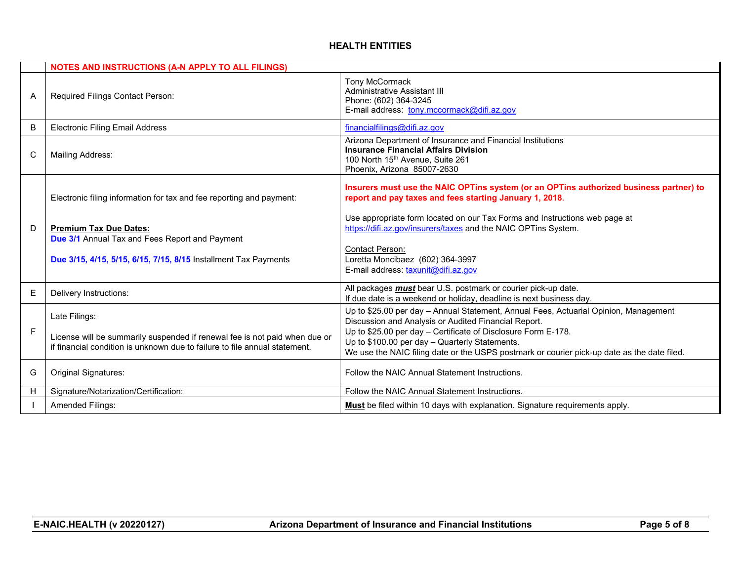## HEALTH ENTITIES

| | NOTES AND INSTRUCTIONS (A-N APPLY TO ALL FILINGS) | |
|---|---|---|
| A | Required Filings Contact Person: | Tony McCormack<br>Administrative Assistant III<br>Phone: (602) 364-3245<br>E-mail address: tony.mccormack@difi.az.gov |
| B | Electronic Filing Email Address | financialfilings@difi.az.gov |
| C | Mailing Address: | Arizona Department of Insurance and Financial Institutions<br>**Insurance Financial Affairs Division**<br>100 North 15th Avenue, Suite 261<br>Phoenix, Arizona 85007-2630 |
| D | Electronic filing information for tax and fee reporting and payment:<br><br>**Premium Tax Due Dates:**<br>**Due 3/1** Annual Tax and Fees Report and Payment<br><br>**Due 3/15, 4/15, 5/15, 6/15, 7/15, 8/15** Installment Tax Payments | **Insurers must use the NAIC OPTins system (or an OPTins authorized business partner) to report and pay taxes and fees starting January 1, 2018.**<br><br>Use appropriate form located on our Tax Forms and Instructions web page at https://difi.az.gov/insurers/taxes and the NAIC OPTins System.<br><br>Contact Person:<br>Loretta Moncibaez (602) 364-3997<br>E-mail address: taxunit@difi.az.gov |
| E | Delivery Instructions: | All packages ***must*** bear U.S. postmark or courier pick-up date.<br>If due date is a weekend or holiday, deadline is next business day. |
| F | Late Filings:<br><br>License will be summarily suspended if renewal fee is not paid when due or if financial condition is unknown due to failure to file annual statement. | Up to $25.00 per day – Annual Statement, Annual Fees, Actuarial Opinion, Management Discussion and Analysis or Audited Financial Report.<br>Up to $25.00 per day – Certificate of Disclosure Form E-178.<br>Up to $100.00 per day – Quarterly Statements.<br>We use the NAIC filing date or the USPS postmark or courier pick-up date as the date filed. |
| G | Original Signatures: | Follow the NAIC Annual Statement Instructions. |
| H | Signature/Notarization/Certification: | Follow the NAIC Annual Statement Instructions. |
| I | Amended Filings: | **Must** be filed within 10 days with explanation. Signature requirements apply. |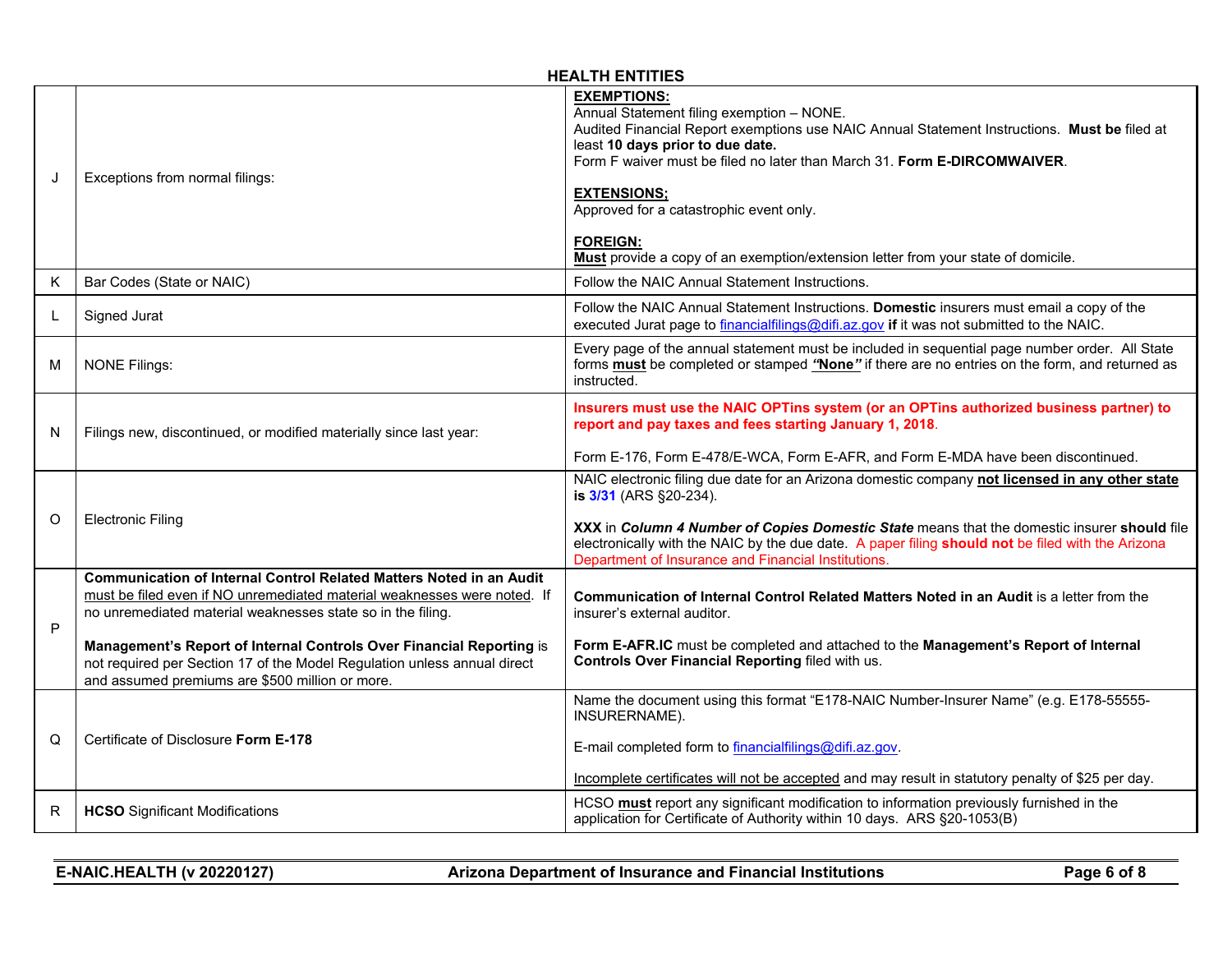## HEALTH ENTITIES

| | | |
|---|---|---|
| J | Exceptions from normal filings: | **EXEMPTIONS:**<br>Annual Statement filing exemption – NONE.<br>Audited Financial Report exemptions use NAIC Annual Statement Instructions. **Must be** filed at least **10 days prior to due date.**<br>Form F waiver must be filed no later than March 31. **Form E-DIRCOMWAIVER**.<br><br>**EXTENSIONS;**<br>Approved for a catastrophic event only.<br><br>**FOREIGN:**<br>**Must** provide a copy of an exemption/extension letter from your state of domicile. |
| K | Bar Codes (State or NAIC) | Follow the NAIC Annual Statement Instructions. |
| L | Signed Jurat | Follow the NAIC Annual Statement Instructions. **Domestic** insurers must email a copy of the executed Jurat page to financialfilings@difi.az.gov **if** it was not submitted to the NAIC. |
| M | NONE Filings: | Every page of the annual statement must be included in sequential page number order. All State forms **must** be completed or stamped ***"None"*** if there are no entries on the form, and returned as instructed. |
| N | Filings new, discontinued, or modified materially since last year: | **Insurers must use the NAIC OPTins system (or an OPTins authorized business partner) to report and pay taxes and fees starting January 1, 2018**.<br><br>Form E-176, Form E-478/E-WCA, Form E-AFR, and Form E-MDA have been discontinued. |
| O | Electronic Filing | NAIC electronic filing due date for an Arizona domestic company **not licensed in any other state is 3/31** (ARS §20-234).<br><br>**XXX** in ***Column 4 Number of Copies Domestic State*** means that the domestic insurer **should** file electronically with the NAIC by the due date. A paper filing **should not** be filed with the Arizona Department of Insurance and Financial Institutions. |
| P | **Communication of Internal Control Related Matters Noted in an Audit** must be filed even if NO unremediated material weaknesses were noted. If no unremediated material weaknesses state so in the filing.<br><br>**Management's Report of Internal Controls Over Financial Reporting** is not required per Section 17 of the Model Regulation unless annual direct and assumed premiums are $500 million or more. | **Communication of Internal Control Related Matters Noted in an Audit** is a letter from the insurer's external auditor.<br><br>**Form E-AFR.IC** must be completed and attached to the **Management's Report of Internal Controls Over Financial Reporting** filed with us. |
| Q | Certificate of Disclosure **Form E-178** | Name the document using this format "E178-NAIC Number-Insurer Name" (e.g. E178-55555-INSURERNAME).<br><br>E-mail completed form to financialfilings@difi.az.gov.<br><br>Incomplete certificates will not be accepted and may result in statutory penalty of $25 per day. |
| R | **HCSO** Significant Modifications | HCSO **must** report any significant modification to information previously furnished in the application for Certificate of Authority within 10 days. ARS §20-1053(B) |

E-NAIC.HEALTH (v 20220127) — Arizona Department of Insurance and Financial Institutions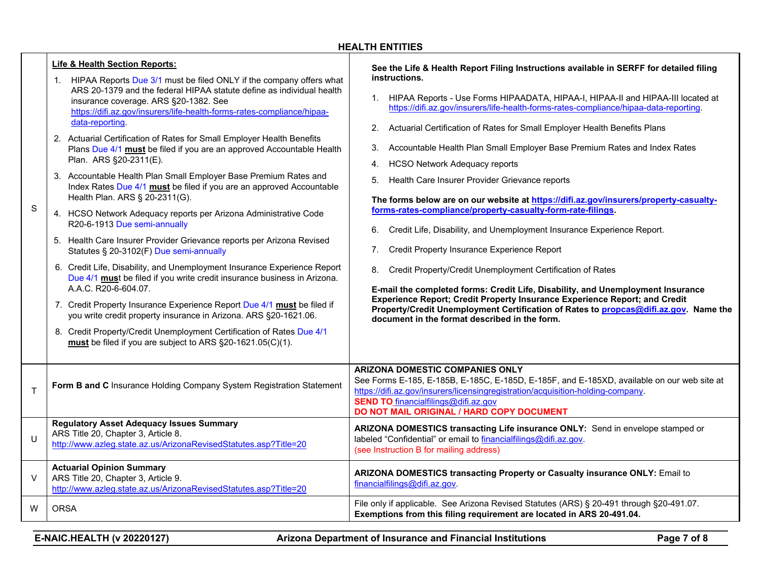## HEALTH ENTITIES

| | | |
|---|---|---|
| S | **Life & Health Section Reports:**<br>1. HIPAA Reports Due 3/1 must be filed ONLY if the company offers what ARS 20-1379 and the federal HIPAA statute define as individual health insurance coverage. ARS §20-1382. See https://difi.az.gov/insurers/life-health-forms-rates-compliance/hipaa-data-reporting.<br>2. Actuarial Certification of Rates for Small Employer Health Benefits Plans Due 4/1 **must** be filed if you are an approved Accountable Health Plan. ARS §20-2311(E).<br>3. Accountable Health Plan Small Employer Base Premium Rates and Index Rates Due 4/1 **must** be filed if you are an approved Accountable Health Plan. ARS § 20-2311(G).<br>4. HCSO Network Adequacy reports per Arizona Administrative Code R20-6-1913 Due semi-annually<br>5. Health Care Insurer Provider Grievance reports per Arizona Revised Statutes § 20-3102(F) Due semi-annually<br>6. Credit Life, Disability, and Unemployment Insurance Experience Report Due 4/1 **must** be filed if you write credit insurance business in Arizona. A.A.C. R20-6-604.07.<br>7. Credit Property Insurance Experience Report Due 4/1 **must** be filed if you write credit property insurance in Arizona. ARS §20-1621.06.<br>8. Credit Property/Credit Unemployment Certification of Rates Due 4/1 **must** be filed if you are subject to ARS §20-1621.05(C)(1). | **See the Life & Health Report Filing Instructions available in SERFF for detailed filing instructions.**<br>1. HIPAA Reports - Use Forms HIPAADATA, HIPAA-I, HIPAA-II and HIPAA-III located at https://difi.az.gov/insurers/life-health-forms-rates-compliance/hipaa-data-reporting.<br>2. Actuarial Certification of Rates for Small Employer Health Benefits Plans<br>3. Accountable Health Plan Small Employer Base Premium Rates and Index Rates<br>4. HCSO Network Adequacy reports<br>5. Health Care Insurer Provider Grievance reports<br>**The forms below are on our website at https://difi.az.gov/insurers/property-casualty-forms-rates-compliance/property-casualty-form-rate-filings.**<br>6. Credit Life, Disability, and Unemployment Insurance Experience Report.<br>7. Credit Property Insurance Experience Report<br>8. Credit Property/Credit Unemployment Certification of Rates<br>**E-mail the completed forms: Credit Life, Disability, and Unemployment Insurance Experience Report; Credit Property Insurance Experience Report; and Credit Property/Credit Unemployment Certification of Rates to propcas@difi.az.gov. Name the document in the format described in the form.** |
| T | **Form B and C** Insurance Holding Company System Registration Statement | **ARIZONA DOMESTIC COMPANIES ONLY**<br>See Forms E-185, E-185B, E-185C, E-185D, E-185F, and E-185XD, available on our web site at https://difi.az.gov/insurers/licensingregistration/acquisition-holding-company.<br>**SEND TO** financialfilings@difi.az.gov<br>**DO NOT MAIL ORIGINAL / HARD COPY DOCUMENT** |
| U | **Regulatory Asset Adequacy Issues Summary**<br>ARS Title 20, Chapter 3, Article 8.<br>http://www.azleg.state.az.us/ArizonaRevisedStatutes.asp?Title=20 | **ARIZONA DOMESTICS transacting Life insurance ONLY:** Send in envelope stamped or labeled "Confidential" or email to financialfilings@difi.az.gov.<br>(see Instruction B for mailing address) |
| V | **Actuarial Opinion Summary**<br>ARS Title 20, Chapter 3, Article 9.<br>http://www.azleg.state.az.us/ArizonaRevisedStatutes.asp?Title=20 | **ARIZONA DOMESTICS transacting Property or Casualty insurance ONLY:** Email to financialfilings@difi.az.gov. |
| W | ORSA | File only if applicable. See Arizona Revised Statutes (ARS) § 20-491 through §20-491.07.<br>**Exemptions from this filing requirement are located in ARS 20-491.04.** |

E-NAIC.HEALTH (v 20220127) Arizona Department of Insurance and Financial Institutions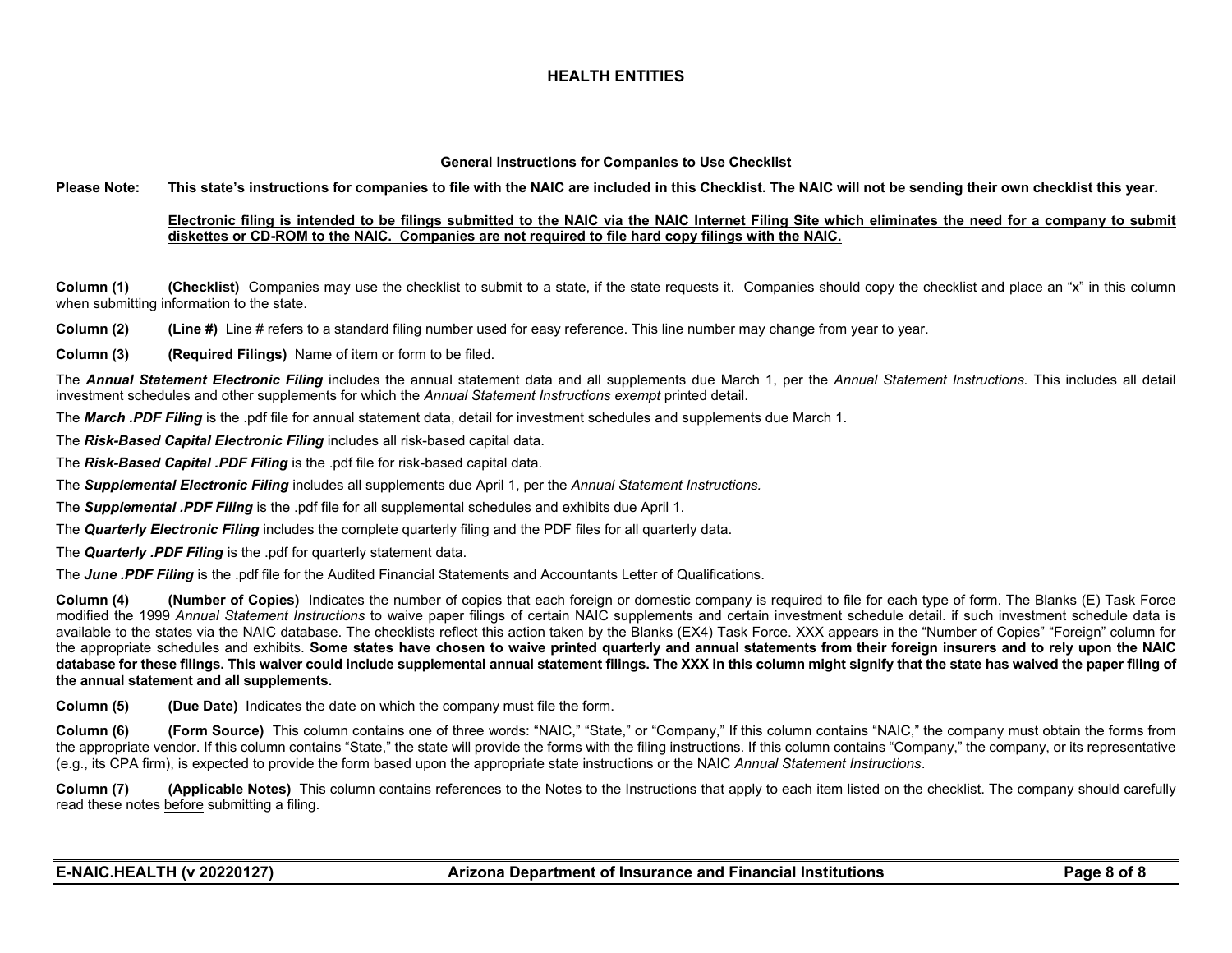## HEALTH ENTITIES

### General Instructions for Companies to Use Checklist

**Please Note: This state's instructions for companies to file with the NAIC are included in this Checklist. The NAIC will not be sending their own checklist this year.**

**<u>Electronic filing is intended to be filings submitted to the NAIC via the NAIC Internet Filing Site which eliminates the need for a company to submit diskettes or CD-ROM to the NAIC. Companies are not required to file hard copy filings with the NAIC.</u>**

**Column (1) (Checklist)** Companies may use the checklist to submit to a state, if the state requests it. Companies should copy the checklist and place an "x" in this column when submitting information to the state.

**Column (2) (Line #)** Line # refers to a standard filing number used for easy reference. This line number may change from year to year.

**Column (3) (Required Filings)** Name of item or form to be filed.

The ***Annual Statement Electronic Filing*** includes the annual statement data and all supplements due March 1, per the *Annual Statement Instructions*. This includes all detail investment schedules and other supplements for which the *Annual Statement Instructions exempt* printed detail.

The ***March .PDF Filing*** is the .pdf file for annual statement data, detail for investment schedules and supplements due March 1.

The ***Risk-Based Capital Electronic Filing*** includes all risk-based capital data.

The ***Risk-Based Capital .PDF Filing*** is the .pdf file for risk-based capital data.

The ***Supplemental Electronic Filing*** includes all supplements due April 1, per the *Annual Statement Instructions.*

The ***Supplemental .PDF Filing*** is the .pdf file for all supplemental schedules and exhibits due April 1.

The ***Quarterly Electronic Filing*** includes the complete quarterly filing and the PDF files for all quarterly data.

The ***Quarterly .PDF Filing*** is the .pdf for quarterly statement data.

The ***June .PDF Filing*** is the .pdf file for the Audited Financial Statements and Accountants Letter of Qualifications.

**Column (4) (Number of Copies)** Indicates the number of copies that each foreign or domestic company is required to file for each type of form. The Blanks (E) Task Force modified the 1999 *Annual Statement Instructions* to waive paper filings of certain NAIC supplements and certain investment schedule detail. if such investment schedule data is available to the states via the NAIC database. The checklists reflect this action taken by the Blanks (EX4) Task Force. XXX appears in the "Number of Copies" "Foreign" column for the appropriate schedules and exhibits. **Some states have chosen to waive printed quarterly and annual statements from their foreign insurers and to rely upon the NAIC database for these filings. This waiver could include supplemental annual statement filings. The XXX in this column might signify that the state has waived the paper filing of the annual statement and all supplements.**

**Column (5) (Due Date)** Indicates the date on which the company must file the form.

**Column (6) (Form Source)** This column contains one of three words: "NAIC," "State," or "Company," If this column contains "NAIC," the company must obtain the forms from the appropriate vendor. If this column contains "State," the state will provide the forms with the filing instructions. If this column contains "Company," the company, or its representative (e.g., its CPA firm), is expected to provide the form based upon the appropriate state instructions or the NAIC *Annual Statement Instructions*.

**Column (7) (Applicable Notes)** This column contains references to the Notes to the Instructions that apply to each item listed on the checklist. The company should carefully read these notes <u>before</u> submitting a filing.